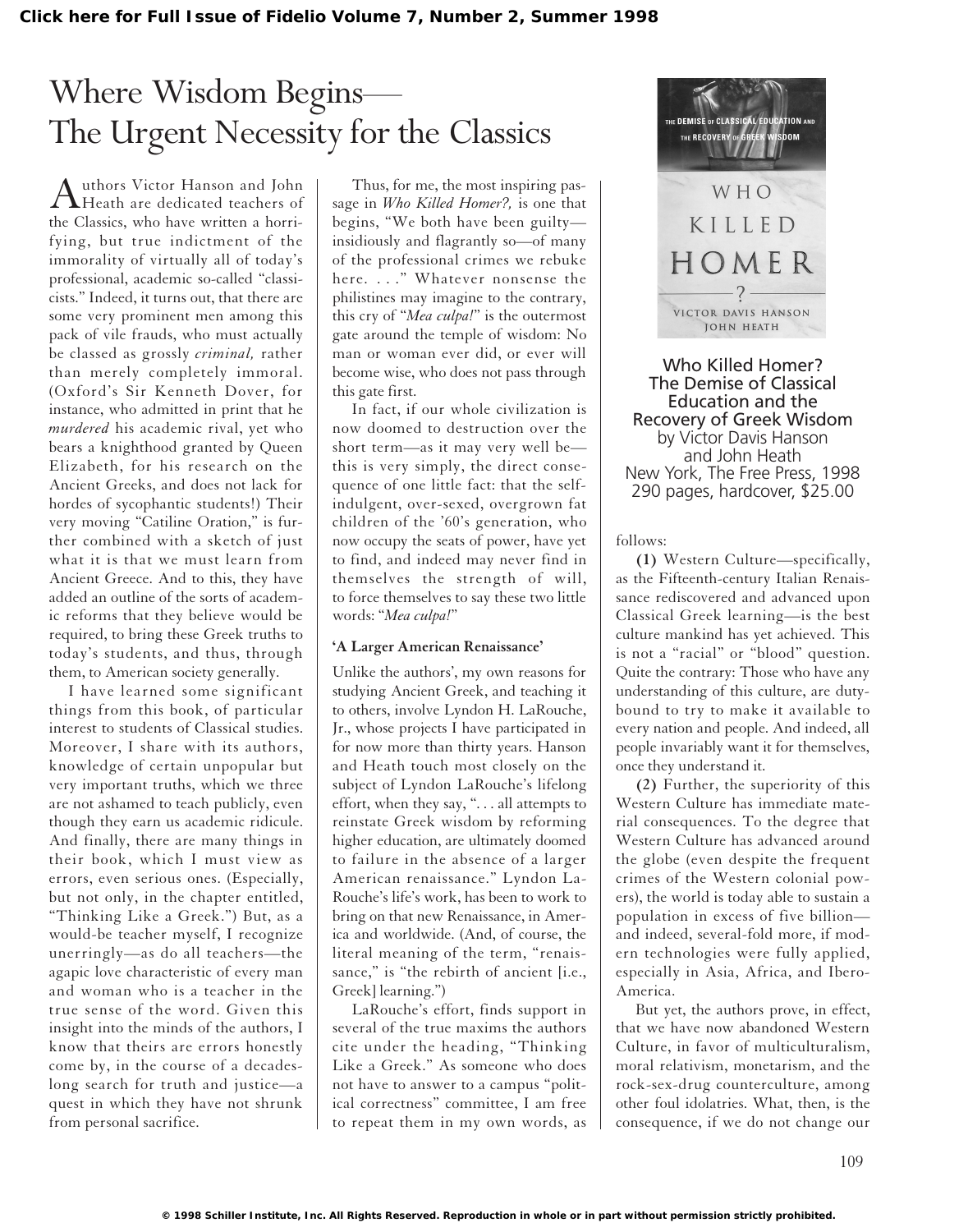# Where Wisdom Begins— The Urgent Necessity for the Classics

**Who Killed Homer? The Demise of Classical Education and the Recovery of Greek Wisdom**
by Victor Davis Hanson and John Heath
New York, The Free Press, 1998
290 pages, hardcover, $25.00

Authors Victor Hanson and John Heath are dedicated teachers of the Classics, who have written a horrifying, but true indictment of the immorality of virtually all of today's professional, academic so-called "classicists." Indeed, it turns out, that there are some very prominent men among this pack of vile frauds, who must actually be classed as grossly *criminal,* rather than merely completely immoral. (Oxford's Sir Kenneth Dover, for instance, who admitted in print that he *murdered* his academic rival, yet who bears a knighthood granted by Queen Elizabeth, for his research on the Ancient Greeks, and does not lack for hordes of sycophantic students!) Their very moving "Catiline Oration," is further combined with a sketch of just what it is that we must learn from Ancient Greece. And to this, they have added an outline of the sorts of academic reforms that they believe would be required, to bring these Greek truths to today's students, and thus, through them, to American society generally.

I have learned some significant things from this book, of particular interest to students of Classical studies. Moreover, I share with its authors, knowledge of certain unpopular but very important truths, which we three are not ashamed to teach publicly, even though they earn us academic ridicule. And finally, there are many things in their book, which I must view as errors, even serious ones. (Especially, but not only, in the chapter entitled, "Thinking Like a Greek.") But, as a would-be teacher myself, I recognize unerringly—as do all teachers—the agapic love characteristic of every man and woman who is a teacher in the true sense of the word. Given this insight into the minds of the authors, I know that theirs are errors honestly come by, in the course of a decades-long search for truth and justice—a quest in which they have not shrunk from personal sacrifice.

Thus, for me, the most inspiring passage in *Who Killed Homer?,* is one that begins, "We both have been guilty—insidiously and flagrantly so—of many of the professional crimes we rebuke here. . . ." Whatever nonsense the philistines may imagine to the contrary, this cry of "*Mea culpa!*" is the outermost gate around the temple of wisdom: No man or woman ever did, or ever will become wise, who does not pass through this gate first.

In fact, if our whole civilization is now doomed to destruction over the short term—as it may very well be—this is very simply, the direct consequence of one little fact: that the self-indulgent, over-sexed, overgrown fat children of the '60's generation, who now occupy the seats of power, have yet to find, and indeed may never find in themselves the strength of will, to force themselves to say these two little words: "*Mea culpa!*"

## 'A Larger American Renaissance'

Unlike the authors', my own reasons for studying Ancient Greek, and teaching it to others, involve Lyndon H. LaRouche, Jr., whose projects I have participated in for now more than thirty years. Hanson and Heath touch most closely on the subject of Lyndon LaRouche's lifelong effort, when they say, ". . . all attempts to reinstate Greek wisdom by reforming higher education, are ultimately doomed to failure in the absence of a larger American renaissance." Lyndon LaRouche's life's work, has been to work to bring on that new Renaissance, in America and worldwide. (And, of course, the literal meaning of the term, "renaissance," is "the rebirth of ancient [i.e., Greek] learning.")

LaRouche's effort, finds support in several of the true maxims the authors cite under the heading, "Thinking Like a Greek." As someone who does not have to answer to a campus "political correctness" committee, I am free to repeat them in my own words, as follows:

**(1)** Western Culture—specifically, as the Fifteenth-century Italian Renaissance rediscovered and advanced upon Classical Greek learning—is the best culture mankind has yet achieved. This is not a "racial" or "blood" question. Quite the contrary: Those who have any understanding of this culture, are duty-bound to try to make it available to every nation and people. And indeed, all people invariably want it for themselves, once they understand it.

**(2)** Further, the superiority of this Western Culture has immediate material consequences. To the degree that Western Culture has advanced around the globe (even despite the frequent crimes of the Western colonial powers), the world is today able to sustain a population in excess of five billion—and indeed, several-fold more, if modern technologies were fully applied, especially in Asia, Africa, and Ibero-America.

But yet, the authors prove, in effect, that we have now abandoned Western Culture, in favor of multiculturalism, moral relativism, monetarism, and the rock-sex-drug counterculture, among other foul idolatries. What, then, is the consequence, if we do not change our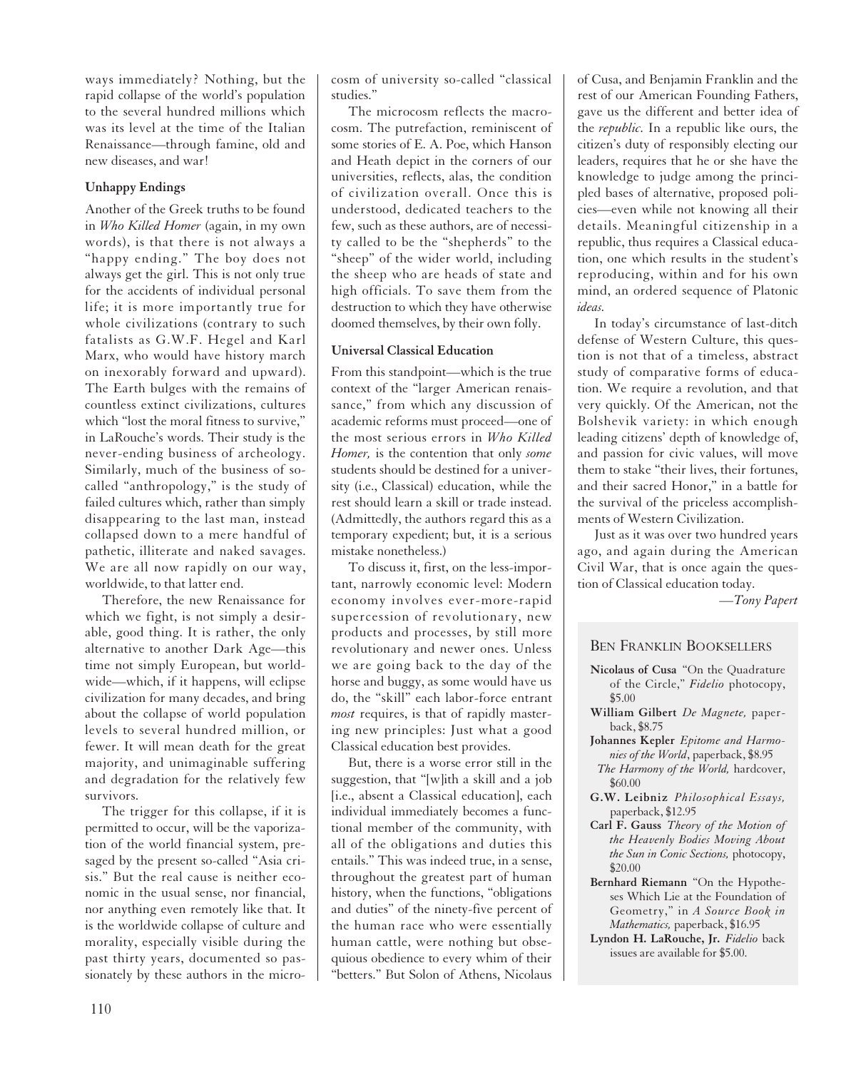ways immediately? Nothing, but the rapid collapse of the world's population to the several hundred millions which was its level at the time of the Italian Renaissance—through famine, old and new diseases, and war!

**Unhappy Endings**

Another of the Greek truths to be found in *Who Killed Homer* (again, in my own words), is that there is not always a "happy ending." The boy does not always get the girl. This is not only true for the accidents of individual personal life; it is more importantly true for whole civilizations (contrary to such fatalists as G.W.F. Hegel and Karl Marx, who would have history march on inexorably forward and upward). The Earth bulges with the remains of countless extinct civilizations, cultures which "lost the moral fitness to survive," in LaRouche's words. Their study is the never-ending business of archeology. Similarly, much of the business of so-called "anthropology," is the study of failed cultures which, rather than simply disappearing to the last man, instead collapsed down to a mere handful of pathetic, illiterate and naked savages. We are all now rapidly on our way, worldwide, to that latter end.

Therefore, the new Renaissance for which we fight, is not simply a desirable, good thing. It is rather, the only alternative to another Dark Age—this time not simply European, but worldwide—which, if it happens, will eclipse civilization for many decades, and bring about the collapse of world population levels to several hundred million, or fewer. It will mean death for the great majority, and unimaginable suffering and degradation for the relatively few survivors.

The trigger for this collapse, if it is permitted to occur, will be the vaporization of the world financial system, presaged by the present so-called "Asia crisis." But the real cause is neither economic in the usual sense, nor financial, nor anything even remotely like that. It is the worldwide collapse of culture and morality, especially visible during the past thirty years, documented so passionately by these authors in the microcosm of university so-called "classical studies."

The microcosm reflects the macrocosm. The putrefaction, reminiscent of some stories of E. A. Poe, which Hanson and Heath depict in the corners of our universities, reflects, alas, the condition of civilization overall. Once this is understood, dedicated teachers to the few, such as these authors, are of necessity called to be the "shepherds" to the "sheep" of the wider world, including the sheep who are heads of state and high officials. To save them from the destruction to which they have otherwise doomed themselves, by their own folly.

**Universal Classical Education**

From this standpoint—which is the true context of the "larger American renaissance," from which any discussion of academic reforms must proceed—one of the most serious errors in *Who Killed Homer,* is the contention that only *some* students should be destined for a university (i.e., Classical) education, while the rest should learn a skill or trade instead. (Admittedly, the authors regard this as a temporary expedient; but, it is a serious mistake nonetheless.)

To discuss it, first, on the less-important, narrowly economic level: Modern economy involves ever-more-rapid supercession of revolutionary, new products and processes, by still more revolutionary and newer ones. Unless we are going back to the day of the horse and buggy, as some would have us do, the "skill" each labor-force entrant *most* requires, is that of rapidly mastering new principles: Just what a good Classical education best provides.

But, there is a worse error still in the suggestion, that "[w]ith a skill and a job [i.e., absent a Classical education], each individual immediately becomes a functional member of the community, with all of the obligations and duties this entails." This was indeed true, in a sense, throughout the greatest part of human history, when the functions, "obligations and duties" of the ninety-five percent of the human race who were essentially human cattle, were nothing but obsequious obedience to every whim of their "betters." But Solon of Athens, Nicolaus of Cusa, and Benjamin Franklin and the rest of our American Founding Fathers, gave us the different and better idea of the *republic.* In a republic like ours, the citizen's duty of responsibly electing our leaders, requires that he or she have the knowledge to judge among the principled bases of alternative, proposed policies—even while not knowing all their details. Meaningful citizenship in a republic, thus requires a Classical education, one which results in the student's reproducing, within and for his own mind, an ordered sequence of Platonic *ideas.*

In today's circumstance of last-ditch defense of Western Culture, this question is not that of a timeless, abstract study of comparative forms of education. We require a revolution, and that very quickly. Of the American, not the Bolshevik variety: in which enough leading citizens' depth of knowledge of, and passion for civic values, will move them to stake "their lives, their fortunes, and their sacred Honor," in a battle for the survival of the priceless accomplishments of Western Civilization.

Just as it was over two hundred years ago, and again during the American Civil War, that is once again the question of Classical education today.

—*Tony Papert*

## Ben Franklin Booksellers

- **Nicolaus of Cusa** "On the Quadrature of the Circle," *Fidelio* photocopy, $5.00
- **William Gilbert** *De Magnete,* paperback, $8.75
- **Johannes Kepler** *Epitome and Harmonies of the World*, paperback, $8.95
  *The Harmony of the World,* hardcover, $60.00
- **G.W. Leibniz** *Philosophical Essays,* paperback, $12.95
- **Carl F. Gauss** *Theory of the Motion of the Heavenly Bodies Moving About the Sun in Conic Sections,* photocopy, $20.00
- **Bernhard Riemann** "On the Hypotheses Which Lie at the Foundation of Geometry," in *A Source Book in Mathematics,* paperback, $16.95
- **Lyndon H. LaRouche, Jr.** *Fidelio* back issues are available for $5.00.